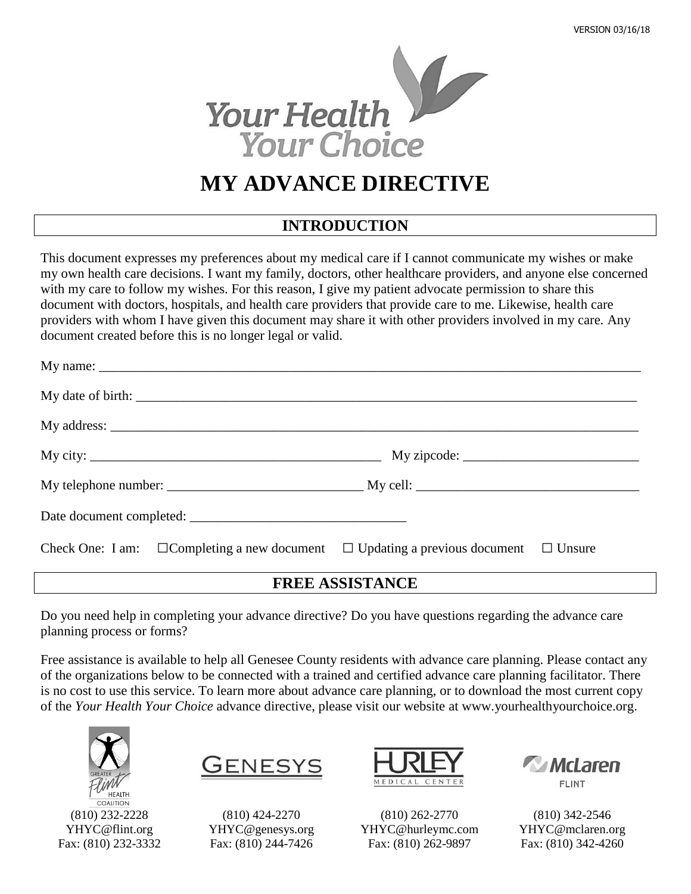VERSION 03/16/18

Your Health Your Choice

# MY ADVANCE DIRECTIVE

## INTRODUCTION

This document expresses my preferences about my medical care if I cannot communicate my wishes or make my own health care decisions. I want my family, doctors, other healthcare providers, and anyone else concerned with my care to follow my wishes. For this reason, I give my patient advocate permission to share this document with doctors, hospitals, and health care providers that provide care to me. Likewise, health care providers with whom I have given this document may share it with other providers involved in my care. Any document created before this is no longer legal or valid.

My name: ___________________________________________________________________________

My date of birth: _____________________________________________________________________

My address: _________________________________________________________________________

My city: ___________________________________________ My zipcode: _________________________

My telephone number: ___________________________ My cell: _______________________________

Date document completed: ______________________________

Check One: I am: ☐ Completing a new document ☐ Updating a previous document ☐ Unsure

## FREE ASSISTANCE

Do you need help in completing your advance directive? Do you have questions regarding the advance care planning process or forms?

Free assistance is available to help all Genesee County residents with advance care planning. Please contact any of the organizations below to be connected with a trained and certified advance care planning facilitator. There is no cost to use this service. To learn more about advance care planning, or to download the most current copy of the *Your Health Your Choice* advance directive, please visit our website at www.yourhealthyourchoice.org.

| Greater Flint Health Coalition | Genesys | Hurley Medical Center | McLaren Flint |
| --- | --- | --- | --- |
| (810) 232-2228 | (810) 424-2270 | (810) 262-2770 | (810) 342-2546 |
| YHYC@flint.org | YHYC@genesys.org | YHYC@hurleymc.com | YHYC@mclaren.org |
| Fax: (810) 232-3332 | Fax: (810) 244-7426 | Fax: (810) 262-9897 | Fax: (810) 342-4260 |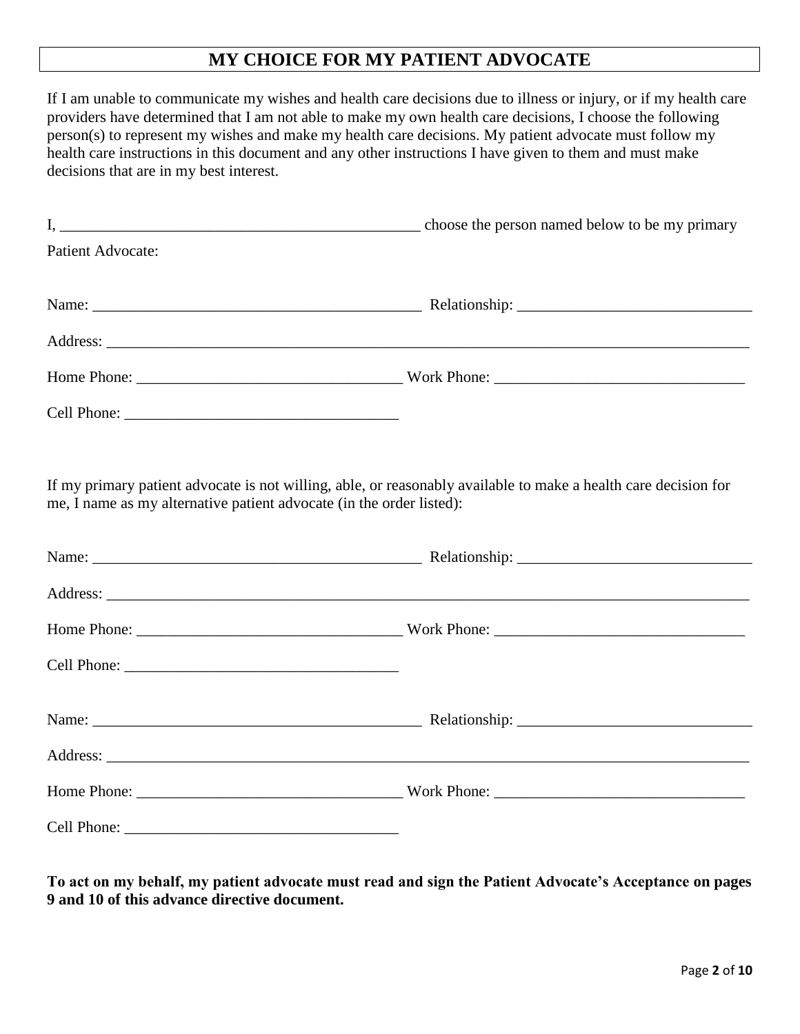## MY CHOICE FOR MY PATIENT ADVOCATE

If I am unable to communicate my wishes and health care decisions due to illness or injury, or if my health care providers have determined that I am not able to make my own health care decisions, I choose the following person(s) to represent my wishes and make my health care decisions. My patient advocate must follow my health care instructions in this document and any other instructions I have given to them and must make decisions that are in my best interest.

I, ________________________________________________ choose the person named below to be my primary Patient Advocate:

Name: __________________________________________ Relationship: ______________________________

Address: ____________________________________________________________________________________

Home Phone: ________________________________ Work Phone: ________________________________

Cell Phone: __________________________________

If my primary patient advocate is not willing, able, or reasonably available to make a health care decision for me, I name as my alternative patient advocate (in the order listed):

Name: __________________________________________ Relationship: ______________________________

Address: ____________________________________________________________________________________

Home Phone: ________________________________ Work Phone: ________________________________

Cell Phone: __________________________________

Name: __________________________________________ Relationship: ______________________________

Address: ____________________________________________________________________________________

Home Phone: ________________________________ Work Phone: ________________________________

Cell Phone: __________________________________

**To act on my behalf, my patient advocate must read and sign the Patient Advocate's Acceptance on pages 9 and 10 of this advance directive document.**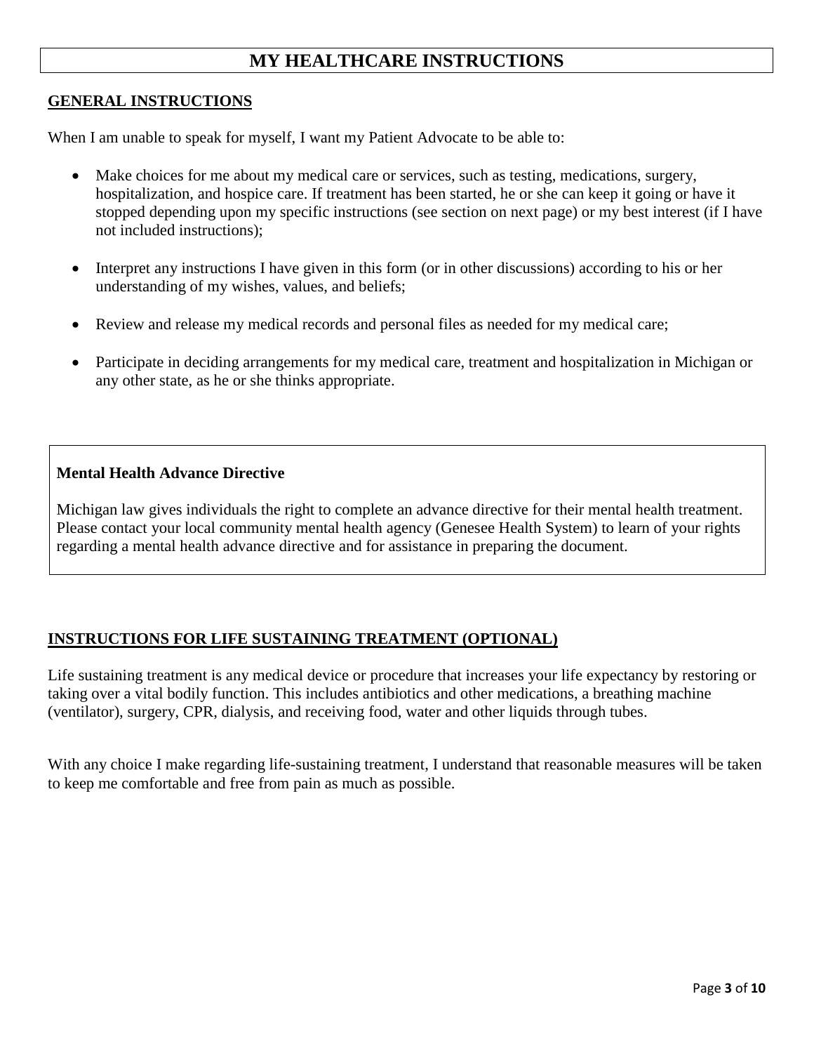# MY HEALTHCARE INSTRUCTIONS

## GENERAL INSTRUCTIONS

When I am unable to speak for myself, I want my Patient Advocate to be able to:

- Make choices for me about my medical care or services, such as testing, medications, surgery, hospitalization, and hospice care. If treatment has been started, he or she can keep it going or have it stopped depending upon my specific instructions (see section on next page) or my best interest (if I have not included instructions);
- Interpret any instructions I have given in this form (or in other discussions) according to his or her understanding of my wishes, values, and beliefs;
- Review and release my medical records and personal files as needed for my medical care;
- Participate in deciding arrangements for my medical care, treatment and hospitalization in Michigan or any other state, as he or she thinks appropriate.

**Mental Health Advance Directive**

Michigan law gives individuals the right to complete an advance directive for their mental health treatment. Please contact your local community mental health agency (Genesee Health System) to learn of your rights regarding a mental health advance directive and for assistance in preparing the document.

## INSTRUCTIONS FOR LIFE SUSTAINING TREATMENT (OPTIONAL)

Life sustaining treatment is any medical device or procedure that increases your life expectancy by restoring or taking over a vital bodily function. This includes antibiotics and other medications, a breathing machine (ventilator), surgery, CPR, dialysis, and receiving food, water and other liquids through tubes.

With any choice I make regarding life-sustaining treatment, I understand that reasonable measures will be taken to keep me comfortable and free from pain as much as possible.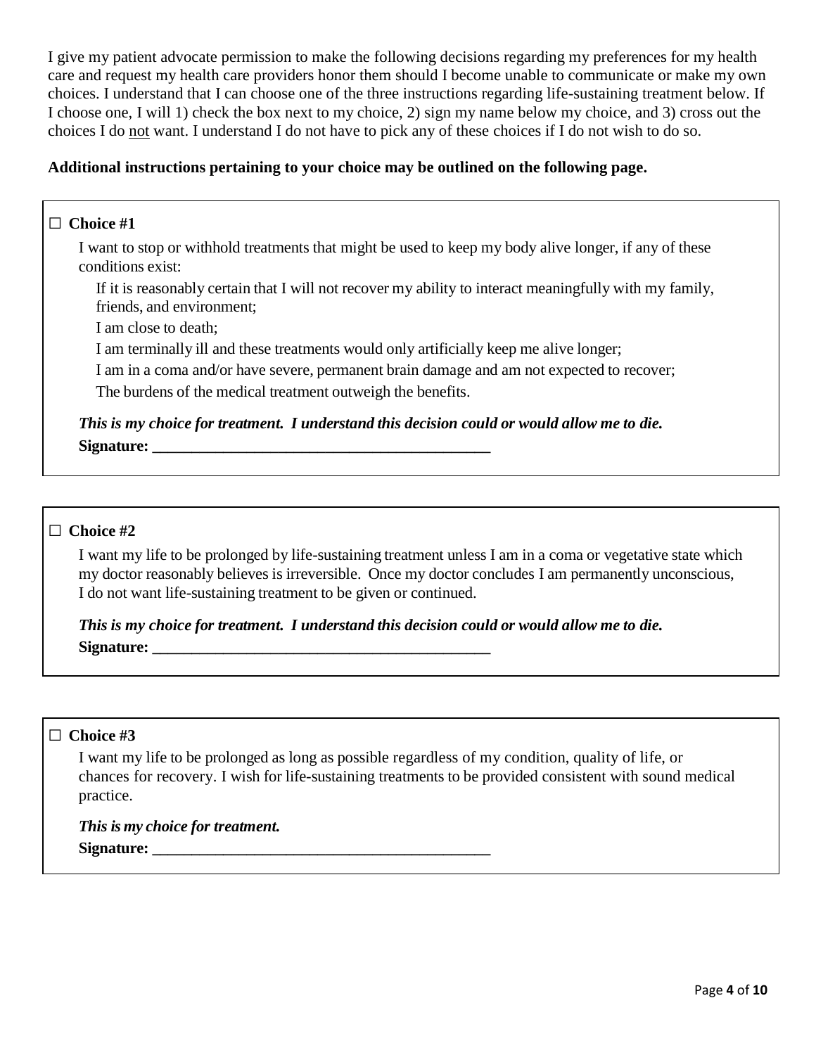I give my patient advocate permission to make the following decisions regarding my preferences for my health care and request my health care providers honor them should I become unable to communicate or make my own choices. I understand that I can choose one of the three instructions regarding life-sustaining treatment below. If I choose one, I will 1) check the box next to my choice, 2) sign my name below my choice, and 3) cross out the choices I do <u>not</u> want. I understand I do not have to pick any of these choices if I do not wish to do so.

**Additional instructions pertaining to your choice may be outlined on the following page.**

☐ **Choice #1**

I want to stop or withhold treatments that might be used to keep my body alive longer, if any of these conditions exist:

If it is reasonably certain that I will not recover my ability to interact meaningfully with my family, friends, and environment;

I am close to death;

I am terminally ill and these treatments would only artificially keep me alive longer;

I am in a coma and/or have severe, permanent brain damage and am not expected to recover;

The burdens of the medical treatment outweigh the benefits.

***This is my choice for treatment. I understand this decision could or would allow me to die.***

**Signature: ____________________________________________**

☐ **Choice #2**

I want my life to be prolonged by life-sustaining treatment unless I am in a coma or vegetative state which my doctor reasonably believes is irreversible. Once my doctor concludes I am permanently unconscious, I do not want life-sustaining treatment to be given or continued.

***This is my choice for treatment. I understand this decision could or would allow me to die.***

**Signature: ____________________________________________**

☐ **Choice #3**

I want my life to be prolonged as long as possible regardless of my condition, quality of life, or chances for recovery. I wish for life-sustaining treatments to be provided consistent with sound medical practice.

***This is my choice for treatment.***

**Signature: ____________________________________________**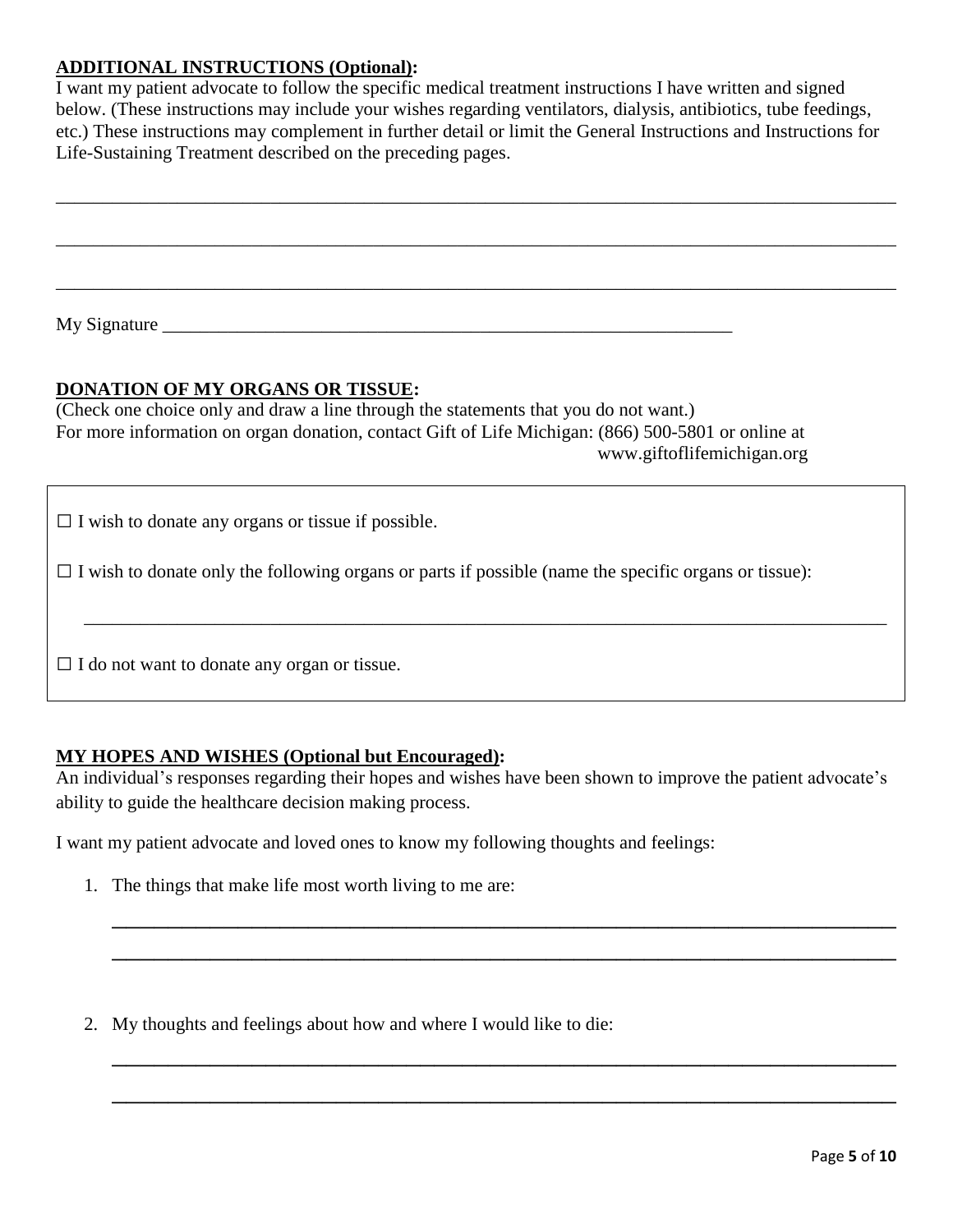**ADDITIONAL INSTRUCTIONS (Optional):**

I want my patient advocate to follow the specific medical treatment instructions I have written and signed below. (These instructions may include your wishes regarding ventilators, dialysis, antibiotics, tube feedings, etc.) These instructions may complement in further detail or limit the General Instructions and Instructions for Life-Sustaining Treatment described on the preceding pages.

\_\_\_\_\_\_\_\_\_\_\_\_\_\_\_\_\_\_\_\_\_\_\_\_\_\_\_\_\_\_\_\_\_\_\_\_\_\_\_\_\_\_\_\_\_\_\_\_\_\_\_\_\_\_\_\_\_\_\_\_\_\_\_\_\_\_\_\_\_\_\_\_\_\_\_\_\_\_

\_\_\_\_\_\_\_\_\_\_\_\_\_\_\_\_\_\_\_\_\_\_\_\_\_\_\_\_\_\_\_\_\_\_\_\_\_\_\_\_\_\_\_\_\_\_\_\_\_\_\_\_\_\_\_\_\_\_\_\_\_\_\_\_\_\_\_\_\_\_\_\_\_\_\_\_\_\_

\_\_\_\_\_\_\_\_\_\_\_\_\_\_\_\_\_\_\_\_\_\_\_\_\_\_\_\_\_\_\_\_\_\_\_\_\_\_\_\_\_\_\_\_\_\_\_\_\_\_\_\_\_\_\_\_\_\_\_\_\_\_\_\_\_\_\_\_\_\_\_\_\_\_\_\_\_\_

My Signature \_\_\_\_\_\_\_\_\_\_\_\_\_\_\_\_\_\_\_\_\_\_\_\_\_\_\_\_\_\_\_\_\_\_\_\_\_\_\_\_\_\_\_\_\_\_\_\_\_\_\_\_\_\_\_\_\_\_

**DONATION OF MY ORGANS OR TISSUE:**

(Check one choice only and draw a line through the statements that you do not want.)
For more information on organ donation, contact Gift of Life Michigan: (866) 500-5801 or online at www.giftoflifemichigan.org

☐ I wish to donate any organs or tissue if possible.

☐ I wish to donate only the following organs or parts if possible (name the specific organs or tissue):

\_\_\_\_\_\_\_\_\_\_\_\_\_\_\_\_\_\_\_\_\_\_\_\_\_\_\_\_\_\_\_\_\_\_\_\_\_\_\_\_\_\_\_\_\_\_\_\_\_\_\_\_\_\_\_\_\_\_\_\_\_\_\_\_\_\_\_\_\_\_\_\_\_\_\_\_\_\_

☐ I do not want to donate any organ or tissue.

**MY HOPES AND WISHES (Optional but Encouraged):**

An individual's responses regarding their hopes and wishes have been shown to improve the patient advocate's ability to guide the healthcare decision making process.

I want my patient advocate and loved ones to know my following thoughts and feelings:

1. The things that make life most worth living to me are:

   \_\_\_\_\_\_\_\_\_\_\_\_\_\_\_\_\_\_\_\_\_\_\_\_\_\_\_\_\_\_\_\_\_\_\_\_\_\_\_\_\_\_\_\_\_\_\_\_\_\_\_\_\_\_\_\_\_\_\_\_\_\_\_\_\_\_\_\_\_\_\_\_\_\_\_\_

   \_\_\_\_\_\_\_\_\_\_\_\_\_\_\_\_\_\_\_\_\_\_\_\_\_\_\_\_\_\_\_\_\_\_\_\_\_\_\_\_\_\_\_\_\_\_\_\_\_\_\_\_\_\_\_\_\_\_\_\_\_\_\_\_\_\_\_\_\_\_\_\_\_\_\_\_

2. My thoughts and feelings about how and where I would like to die:

   \_\_\_\_\_\_\_\_\_\_\_\_\_\_\_\_\_\_\_\_\_\_\_\_\_\_\_\_\_\_\_\_\_\_\_\_\_\_\_\_\_\_\_\_\_\_\_\_\_\_\_\_\_\_\_\_\_\_\_\_\_\_\_\_\_\_\_\_\_\_\_\_\_\_\_\_

   \_\_\_\_\_\_\_\_\_\_\_\_\_\_\_\_\_\_\_\_\_\_\_\_\_\_\_\_\_\_\_\_\_\_\_\_\_\_\_\_\_\_\_\_\_\_\_\_\_\_\_\_\_\_\_\_\_\_\_\_\_\_\_\_\_\_\_\_\_\_\_\_\_\_\_\_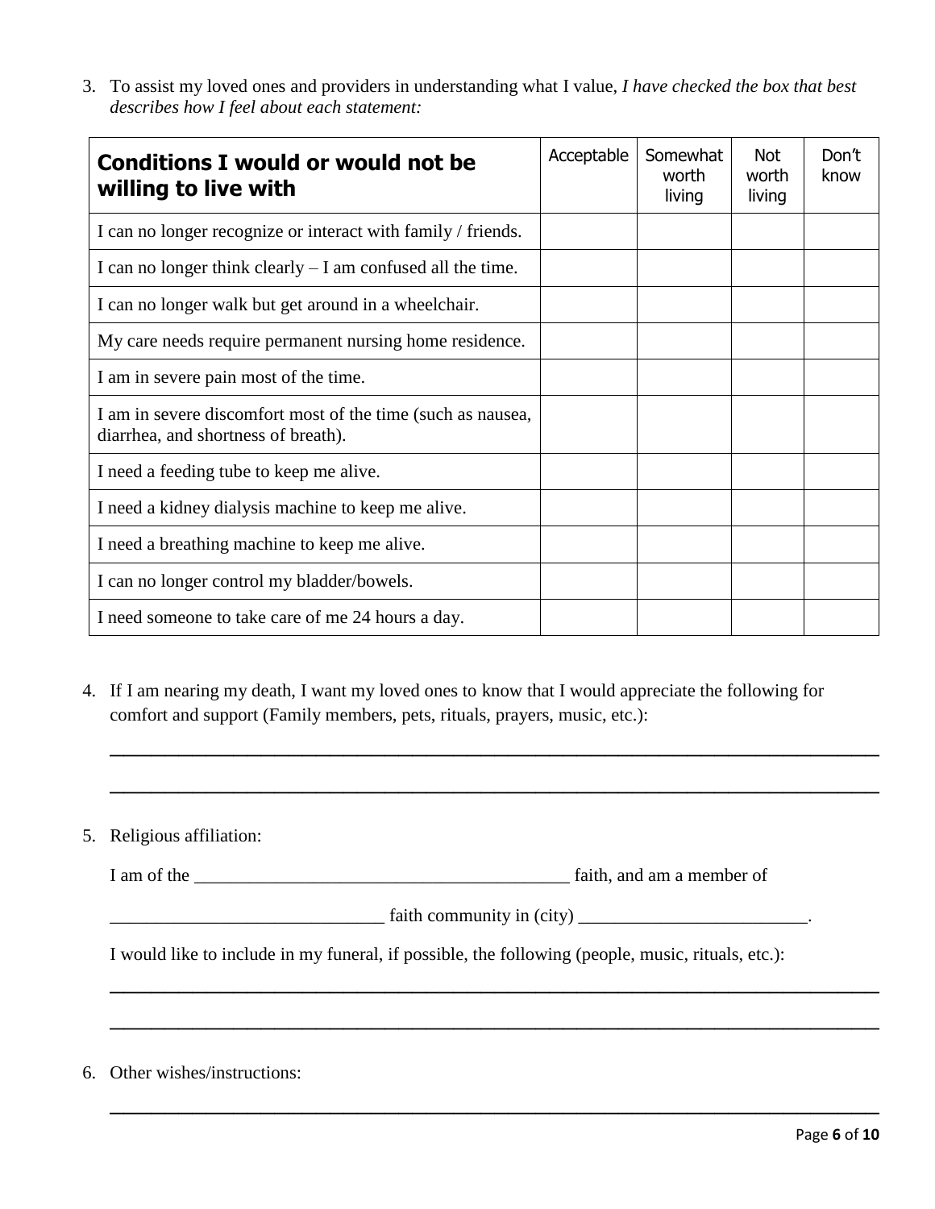3. To assist my loved ones and providers in understanding what I value, *I have checked the box that best describes how I feel about each statement:*

| **Conditions I would or would not be willing to live with** | Acceptable | Somewhat worth living | Not worth living | Don't know |
|---|---|---|---|---|
| I can no longer recognize or interact with family / friends. | | | | |
| I can no longer think clearly – I am confused all the time. | | | | |
| I can no longer walk but get around in a wheelchair. | | | | |
| My care needs require permanent nursing home residence. | | | | |
| I am in severe pain most of the time. | | | | |
| I am in severe discomfort most of the time (such as nausea, diarrhea, and shortness of breath). | | | | |
| I need a feeding tube to keep me alive. | | | | |
| I need a kidney dialysis machine to keep me alive. | | | | |
| I need a breathing machine to keep me alive. | | | | |
| I can no longer control my bladder/bowels. | | | | |
| I need someone to take care of me 24 hours a day. | | | | |

4. If I am nearing my death, I want my loved ones to know that I would appreciate the following for comfort and support (Family members, pets, rituals, prayers, music, etc.):

___________________________________________________________________________

___________________________________________________________________________

5. Religious affiliation:

   I am of the ________________________________________ faith, and am a member of

   ______________________________ faith community in (city) _________________________.

   I would like to include in my funeral, if possible, the following (people, music, rituals, etc.):

___________________________________________________________________________

___________________________________________________________________________

6. Other wishes/instructions:

___________________________________________________________________________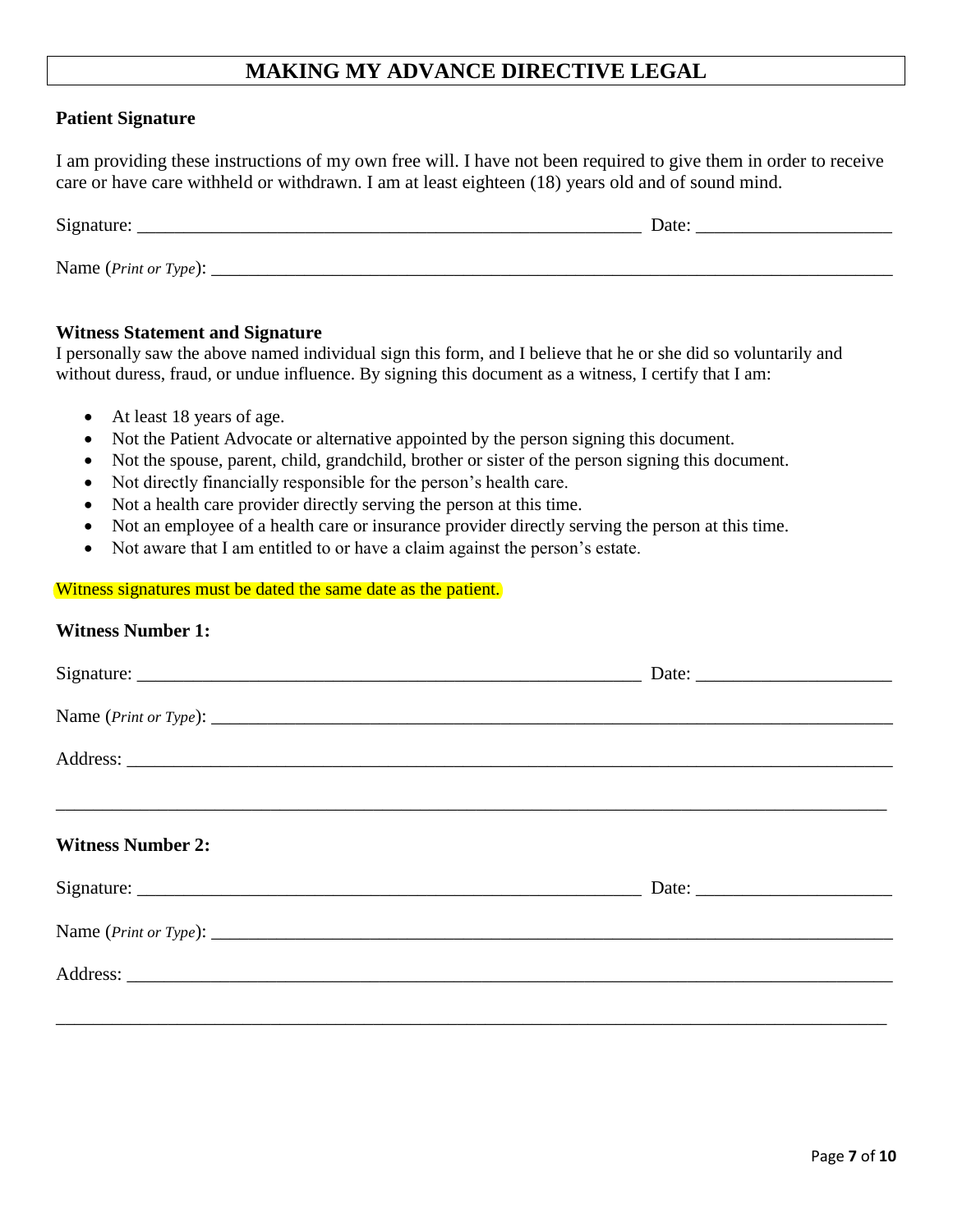# MAKING MY ADVANCE DIRECTIVE LEGAL

**Patient Signature**

I am providing these instructions of my own free will. I have not been required to give them in order to receive care or have care withheld or withdrawn. I am at least eighteen (18) years old and of sound mind.

Signature: ___________________________________________________ Date: ____________________

Name (*Print or Type*): ______________________________________________________________________

**Witness Statement and Signature**

I personally saw the above named individual sign this form, and I believe that he or she did so voluntarily and without duress, fraud, or undue influence. By signing this document as a witness, I certify that I am:

- At least 18 years of age.
- Not the Patient Advocate or alternative appointed by the person signing this document.
- Not the spouse, parent, child, grandchild, brother or sister of the person signing this document.
- Not directly financially responsible for the person's health care.
- Not a health care provider directly serving the person at this time.
- Not an employee of a health care or insurance provider directly serving the person at this time.
- Not aware that I am entitled to or have a claim against the person's estate.

Witness signatures must be dated the same date as the patient.

**Witness Number 1:**

Signature: ___________________________________________________ Date: ____________________

Name (*Print or Type*): ______________________________________________________________________

Address: ____________________________________________________________________________

_____________________________________________________________________________________

**Witness Number 2:**

Signature: ___________________________________________________ Date: ____________________

Name (*Print or Type*): ______________________________________________________________________

Address: ____________________________________________________________________________

_____________________________________________________________________________________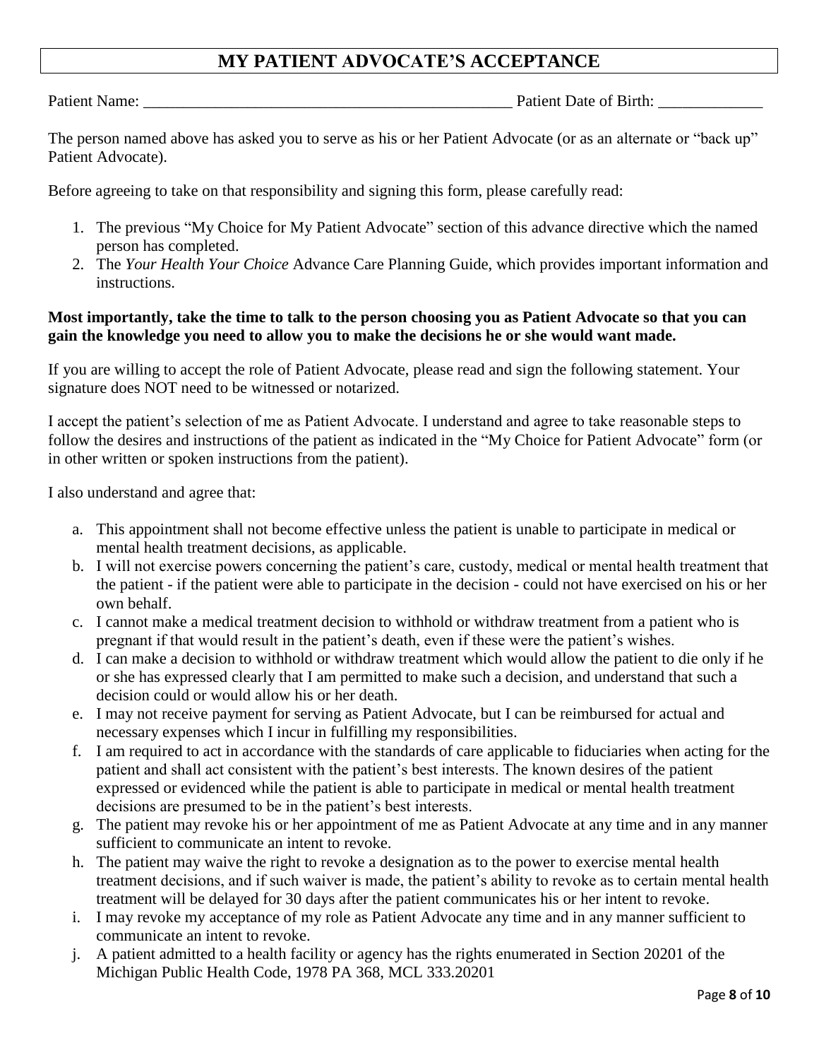# MY PATIENT ADVOCATE'S ACCEPTANCE

Patient Name: ______________________________________________ Patient Date of Birth: _____________

The person named above has asked you to serve as his or her Patient Advocate (or as an alternate or "back up" Patient Advocate).

Before agreeing to take on that responsibility and signing this form, please carefully read:

1. The previous "My Choice for My Patient Advocate" section of this advance directive which the named person has completed.
2. The *Your Health Your Choice* Advance Care Planning Guide, which provides important information and instructions.

**Most importantly, take the time to talk to the person choosing you as Patient Advocate so that you can gain the knowledge you need to allow you to make the decisions he or she would want made.**

If you are willing to accept the role of Patient Advocate, please read and sign the following statement. Your signature does NOT need to be witnessed or notarized.

I accept the patient's selection of me as Patient Advocate. I understand and agree to take reasonable steps to follow the desires and instructions of the patient as indicated in the "My Choice for Patient Advocate" form (or in other written or spoken instructions from the patient).

I also understand and agree that:

a. This appointment shall not become effective unless the patient is unable to participate in medical or mental health treatment decisions, as applicable.
b. I will not exercise powers concerning the patient's care, custody, medical or mental health treatment that the patient - if the patient were able to participate in the decision - could not have exercised on his or her own behalf.
c. I cannot make a medical treatment decision to withhold or withdraw treatment from a patient who is pregnant if that would result in the patient's death, even if these were the patient's wishes.
d. I can make a decision to withhold or withdraw treatment which would allow the patient to die only if he or she has expressed clearly that I am permitted to make such a decision, and understand that such a decision could or would allow his or her death.
e. I may not receive payment for serving as Patient Advocate, but I can be reimbursed for actual and necessary expenses which I incur in fulfilling my responsibilities.
f. I am required to act in accordance with the standards of care applicable to fiduciaries when acting for the patient and shall act consistent with the patient's best interests. The known desires of the patient expressed or evidenced while the patient is able to participate in medical or mental health treatment decisions are presumed to be in the patient's best interests.
g. The patient may revoke his or her appointment of me as Patient Advocate at any time and in any manner sufficient to communicate an intent to revoke.
h. The patient may waive the right to revoke a designation as to the power to exercise mental health treatment decisions, and if such waiver is made, the patient's ability to revoke as to certain mental health treatment will be delayed for 30 days after the patient communicates his or her intent to revoke.
i. I may revoke my acceptance of my role as Patient Advocate any time and in any manner sufficient to communicate an intent to revoke.
j. A patient admitted to a health facility or agency has the rights enumerated in Section 20201 of the Michigan Public Health Code, 1978 PA 368, MCL 333.20201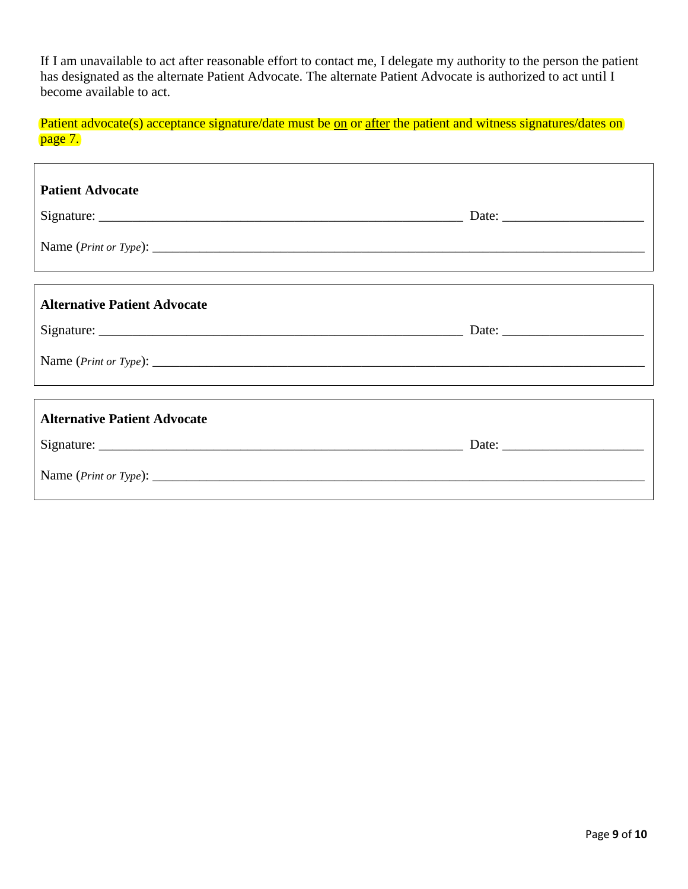If I am unavailable to act after reasonable effort to contact me, I delegate my authority to the person the patient has designated as the alternate Patient Advocate. The alternate Patient Advocate is authorized to act until I become available to act.

Patient advocate(s) acceptance signature/date must be <u>on</u> or <u>after</u> the patient and witness signatures/dates on page 7.

**Patient Advocate**

Signature: ______________________________________________________ Date: _____________________

Name (*Print or Type*): ___________________________________________________________________________

**Alternative Patient Advocate**

Signature: ______________________________________________________ Date: _____________________

Name (*Print or Type*): ___________________________________________________________________________

**Alternative Patient Advocate**

Signature: ______________________________________________________ Date: _____________________

Name (*Print or Type*): ___________________________________________________________________________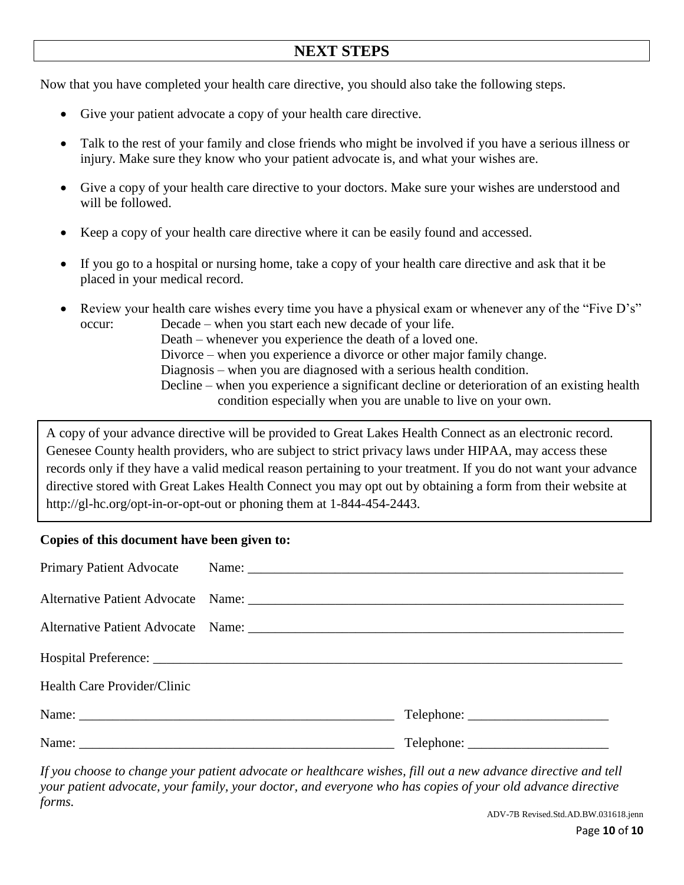## NEXT STEPS

Now that you have completed your health care directive, you should also take the following steps.

- Give your patient advocate a copy of your health care directive.
- Talk to the rest of your family and close friends who might be involved if you have a serious illness or injury. Make sure they know who your patient advocate is, and what your wishes are.
- Give a copy of your health care directive to your doctors. Make sure your wishes are understood and will be followed.
- Keep a copy of your health care directive where it can be easily found and accessed.
- If you go to a hospital or nursing home, take a copy of your health care directive and ask that it be placed in your medical record.
- Review your health care wishes every time you have a physical exam or whenever any of the "Five D's" occur:
  - Decade – when you start each new decade of your life.
  - Death – whenever you experience the death of a loved one.
  - Divorce – when you experience a divorce or other major family change.
  - Diagnosis – when you are diagnosed with a serious health condition.
  - Decline – when you experience a significant decline or deterioration of an existing health condition especially when you are unable to live on your own.

A copy of your advance directive will be provided to Great Lakes Health Connect as an electronic record. Genesee County health providers, who are subject to strict privacy laws under HIPAA, may access these records only if they have a valid medical reason pertaining to your treatment. If you do not want your advance directive stored with Great Lakes Health Connect you may opt out by obtaining a form from their website at http://gl-hc.org/opt-in-or-opt-out or phoning them at 1-844-454-2443.

**Copies of this document have been given to:**

Primary Patient Advocate Name: ____________________________________________

Alternative Patient Advocate Name: ____________________________________________

Alternative Patient Advocate Name: ____________________________________________

Hospital Preference: ____________________________________________

Health Care Provider/Clinic

Name: ________________________________ Telephone: ____________________

Name: ________________________________ Telephone: ____________________

*If you choose to change your patient advocate or healthcare wishes, fill out a new advance directive and tell your patient advocate, your family, your doctor, and everyone who has copies of your old advance directive forms.*

ADV-7B Revised.Std.AD.BW.031618.jenn